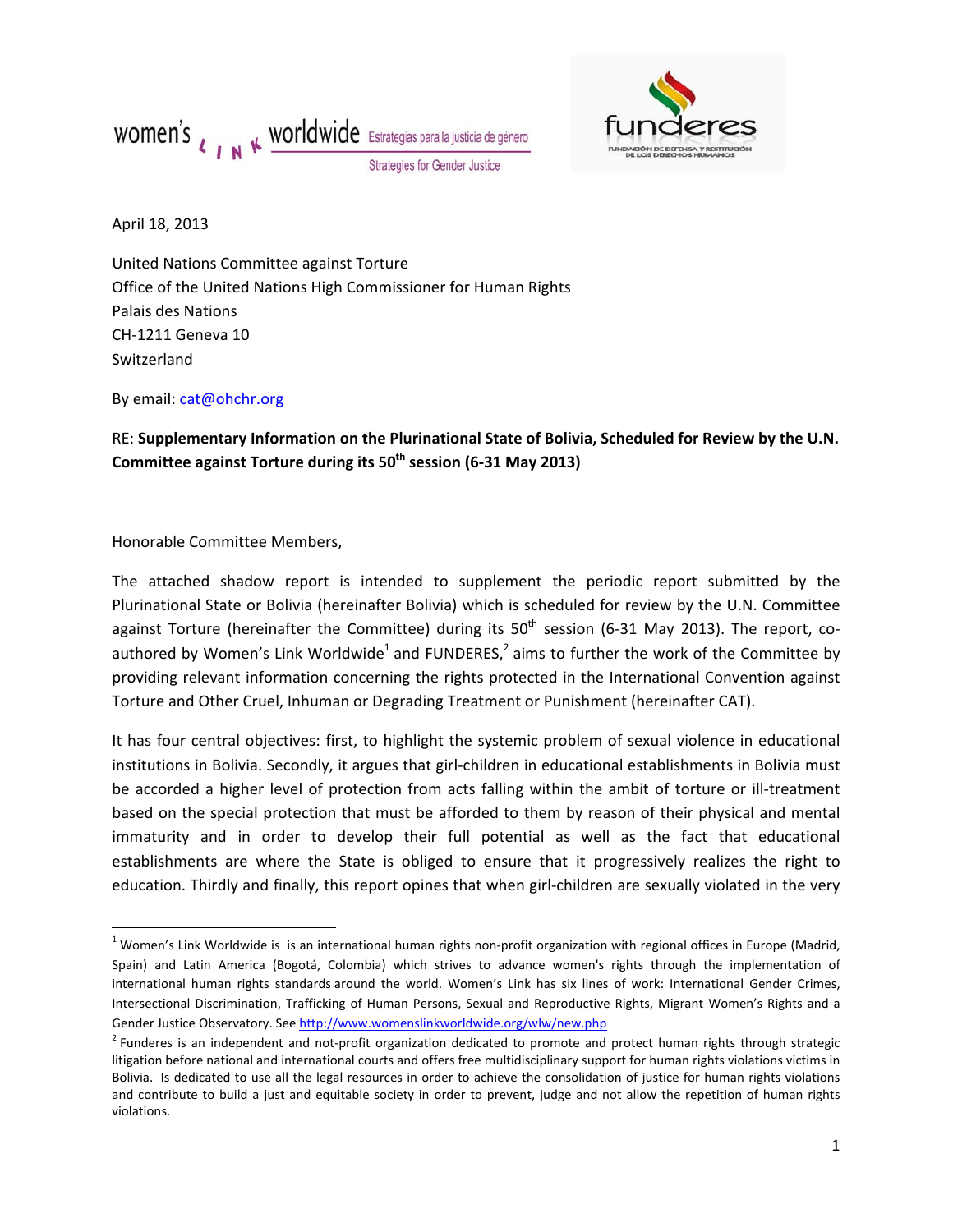women's LINK worldwide Estrategias para la justicia de género
Strategies for Gender Justice

funderes
FUNDACIÓN DE DEFENSA Y RESTITUCIÓN DE LOS DERECHOS HUMANOS

April 18, 2013

United Nations Committee against Torture
Office of the United Nations High Commissioner for Human Rights
Palais des Nations
CH-1211 Geneva 10
Switzerland

By email: cat@ohchr.org

RE: **Supplementary Information on the Plurinational State of Bolivia, Scheduled for Review by the U.N. Committee against Torture during its 50th session (6-31 May 2013)**

Honorable Committee Members,

The attached shadow report is intended to supplement the periodic report submitted by the Plurinational State or Bolivia (hereinafter Bolivia) which is scheduled for review by the U.N. Committee against Torture (hereinafter the Committee) during its 50th session (6-31 May 2013). The report, co-authored by Women's Link Worldwide[1] and FUNDERES,[2] aims to further the work of the Committee by providing relevant information concerning the rights protected in the International Convention against Torture and Other Cruel, Inhuman or Degrading Treatment or Punishment (hereinafter CAT).

It has four central objectives: first, to highlight the systemic problem of sexual violence in educational institutions in Bolivia. Secondly, it argues that girl-children in educational establishments in Bolivia must be accorded a higher level of protection from acts falling within the ambit of torture or ill-treatment based on the special protection that must be afforded to them by reason of their physical and mental immaturity and in order to develop their full potential as well as the fact that educational establishments are where the State is obliged to ensure that it progressively realizes the right to education. Thirdly and finally, this report opines that when girl-children are sexually violated in the very

---

[1] Women's Link Worldwide is is an international human rights non-profit organization with regional offices in Europe (Madrid, Spain) and Latin America (Bogotá, Colombia) which strives to advance women's rights through the implementation of international human rights standards around the world. Women's Link has six lines of work: International Gender Crimes, Intersectional Discrimination, Trafficking of Human Persons, Sexual and Reproductive Rights, Migrant Women's Rights and a Gender Justice Observatory. See http://www.womenslinkworldwide.org/wlw/new.php

[2] Funderes is an independent and not-profit organization dedicated to promote and protect human rights through strategic litigation before national and international courts and offers free multidisciplinary support for human rights violations victims in Bolivia. Is dedicated to use all the legal resources in order to achieve the consolidation of justice for human rights violations and contribute to build a just and equitable society in order to prevent, judge and not allow the repetition of human rights violations.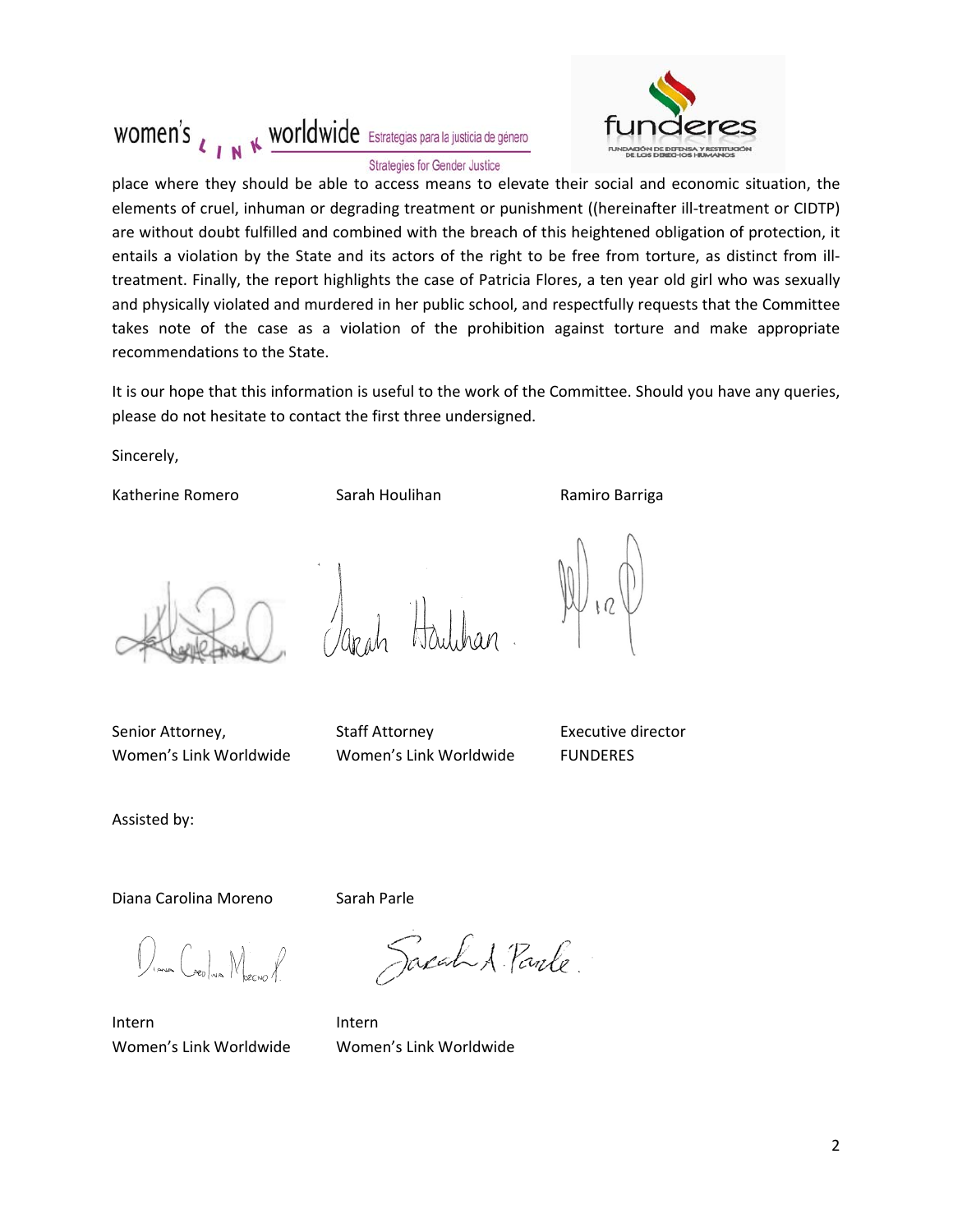place where they should be able to access means to elevate their social and economic situation, the elements of cruel, inhuman or degrading treatment or punishment ((hereinafter ill-treatment or CIDTP) are without doubt fulfilled and combined with the breach of this heightened obligation of protection, it entails a violation by the State and its actors of the right to be free from torture, as distinct from ill-treatment. Finally, the report highlights the case of Patricia Flores, a ten year old girl who was sexually and physically violated and murdered in her public school, and respectfully requests that the Committee takes note of the case as a violation of the prohibition against torture and make appropriate recommendations to the State.

It is our hope that this information is useful to the work of the Committee. Should you have any queries, please do not hesitate to contact the first three undersigned.

Sincerely,

| | | |
|---|---|---|
| Katherine Romero | Sarah Houlihan | Ramiro Barriga |
| Senior Attorney, Women's Link Worldwide | Staff Attorney Women's Link Worldwide | Executive director FUNDERES |

Assisted by:

| | |
|---|---|
| Diana Carolina Moreno | Sarah Parle |
| Intern Women's Link Worldwide | Intern Women's Link Worldwide |